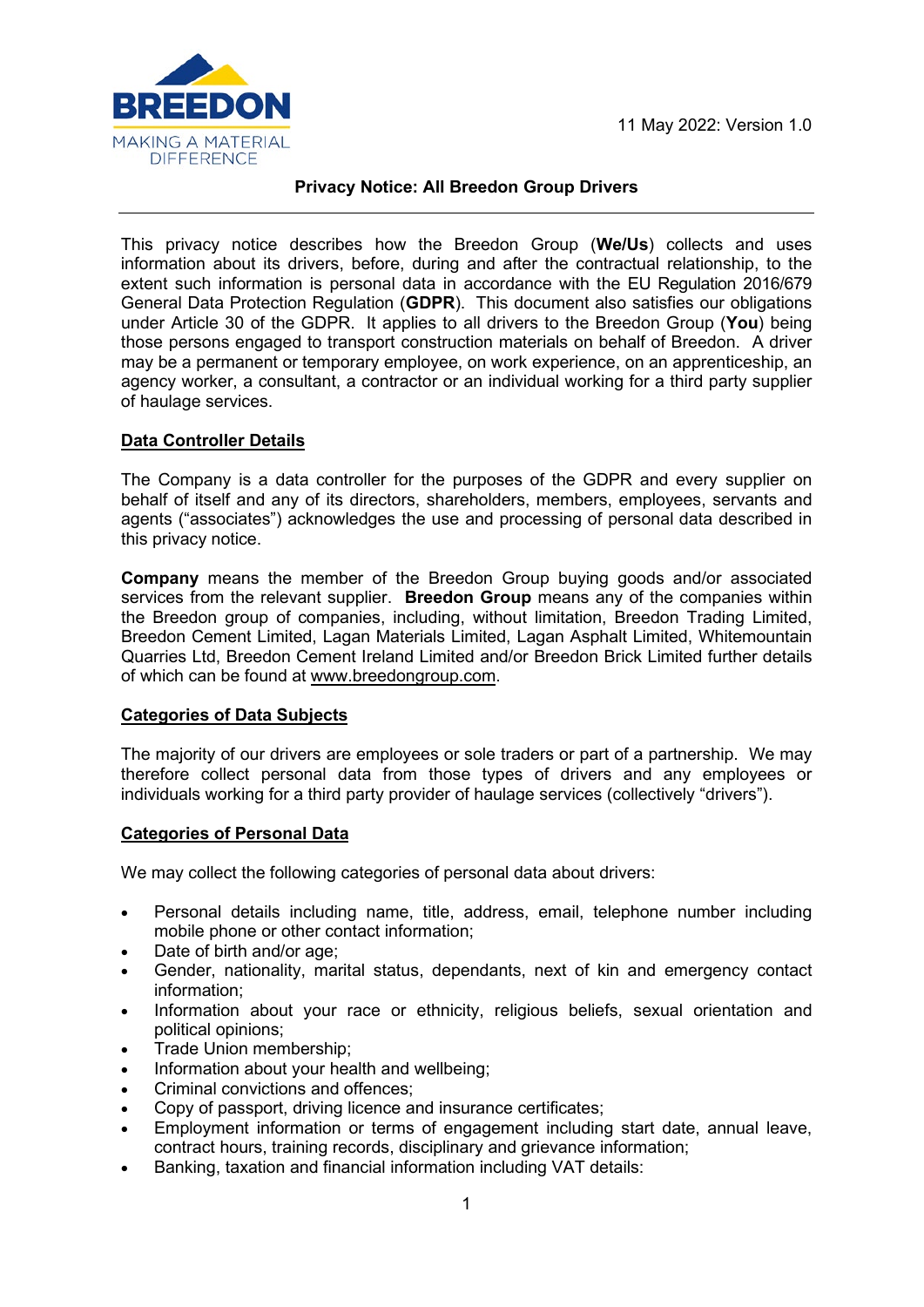BREEDON

MAKING A MATERIAL DIFFERENCE

11 May 2022: Version 1.0

**Privacy Notice: All Breedon Group Drivers**

---

This privacy notice describes how the Breedon Group (**We/Us**) collects and uses information about its drivers, before, during and after the contractual relationship, to the extent such information is personal data in accordance with the EU Regulation 2016/679 General Data Protection Regulation (**GDPR**). This document also satisfies our obligations under Article 30 of the GDPR. It applies to all drivers to the Breedon Group (**You**) being those persons engaged to transport construction materials on behalf of Breedon. A driver may be a permanent or temporary employee, on work experience, on an apprenticeship, an agency worker, a consultant, a contractor or an individual working for a third party supplier of haulage services.

## Data Controller Details

The Company is a data controller for the purposes of the GDPR and every supplier on behalf of itself and any of its directors, shareholders, members, employees, servants and agents ("associates") acknowledges the use and processing of personal data described in this privacy notice.

**Company** means the member of the Breedon Group buying goods and/or associated services from the relevant supplier. **Breedon Group** means any of the companies within the Breedon group of companies, including, without limitation, Breedon Trading Limited, Breedon Cement Limited, Lagan Materials Limited, Lagan Asphalt Limited, Whitemountain Quarries Ltd, Breedon Cement Ireland Limited and/or Breedon Brick Limited further details of which can be found at www.breedongroup.com.

## Categories of Data Subjects

The majority of our drivers are employees or sole traders or part of a partnership. We may therefore collect personal data from those types of drivers and any employees or individuals working for a third party provider of haulage services (collectively "drivers").

## Categories of Personal Data

We may collect the following categories of personal data about drivers:

- Personal details including name, title, address, email, telephone number including mobile phone or other contact information;
- Date of birth and/or age;
- Gender, nationality, marital status, dependants, next of kin and emergency contact information;
- Information about your race or ethnicity, religious beliefs, sexual orientation and political opinions;
- Trade Union membership;
- Information about your health and wellbeing;
- Criminal convictions and offences;
- Copy of passport, driving licence and insurance certificates;
- Employment information or terms of engagement including start date, annual leave, contract hours, training records, disciplinary and grievance information;
- Banking, taxation and financial information including VAT details: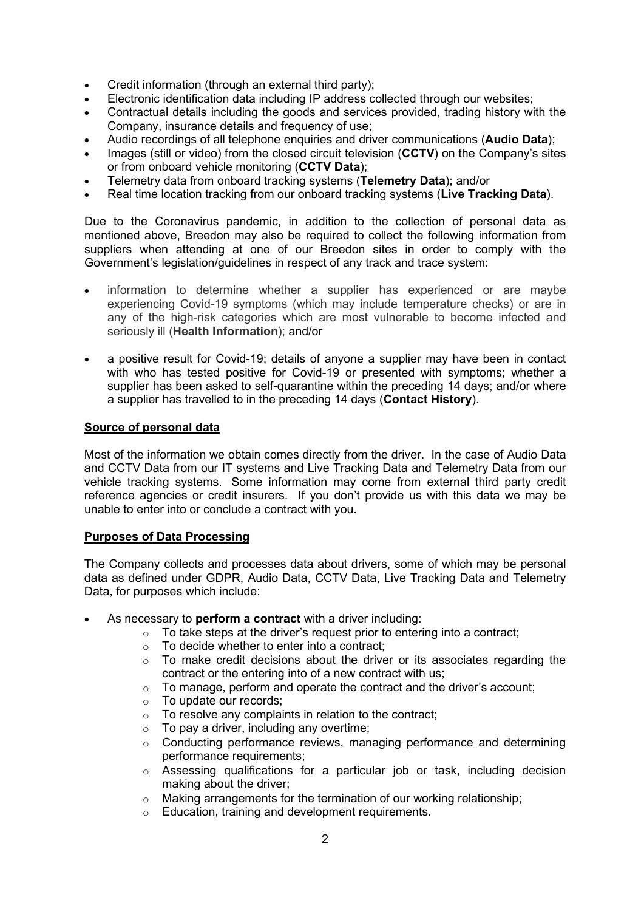- Credit information (through an external third party);
- Electronic identification data including IP address collected through our websites;
- Contractual details including the goods and services provided, trading history with the Company, insurance details and frequency of use;
- Audio recordings of all telephone enquiries and driver communications (**Audio Data**);
- Images (still or video) from the closed circuit television (**CCTV**) on the Company's sites or from onboard vehicle monitoring (**CCTV Data**);
- Telemetry data from onboard tracking systems (**Telemetry Data**); and/or
- Real time location tracking from our onboard tracking systems (**Live Tracking Data**).

Due to the Coronavirus pandemic, in addition to the collection of personal data as mentioned above, Breedon may also be required to collect the following information from suppliers when attending at one of our Breedon sites in order to comply with the Government's legislation/guidelines in respect of any track and trace system:

- information to determine whether a supplier has experienced or are maybe experiencing Covid-19 symptoms (which may include temperature checks) or are in any of the high-risk categories which are most vulnerable to become infected and seriously ill (**Health Information**); and/or
- a positive result for Covid-19; details of anyone a supplier may have been in contact with who has tested positive for Covid-19 or presented with symptoms; whether a supplier has been asked to self-quarantine within the preceding 14 days; and/or where a supplier has travelled to in the preceding 14 days (**Contact History**).

**Source of personal data**

Most of the information we obtain comes directly from the driver. In the case of Audio Data and CCTV Data from our IT systems and Live Tracking Data and Telemetry Data from our vehicle tracking systems. Some information may come from external third party credit reference agencies or credit insurers. If you don't provide us with this data we may be unable to enter into or conclude a contract with you.

**Purposes of Data Processing**

The Company collects and processes data about drivers, some of which may be personal data as defined under GDPR, Audio Data, CCTV Data, Live Tracking Data and Telemetry Data, for purposes which include:

- As necessary to **perform a contract** with a driver including:
  - To take steps at the driver's request prior to entering into a contract;
  - To decide whether to enter into a contract;
  - To make credit decisions about the driver or its associates regarding the contract or the entering into of a new contract with us;
  - To manage, perform and operate the contract and the driver's account;
  - To update our records;
  - To resolve any complaints in relation to the contract;
  - To pay a driver, including any overtime;
  - Conducting performance reviews, managing performance and determining performance requirements;
  - Assessing qualifications for a particular job or task, including decision making about the driver;
  - Making arrangements for the termination of our working relationship;
  - Education, training and development requirements.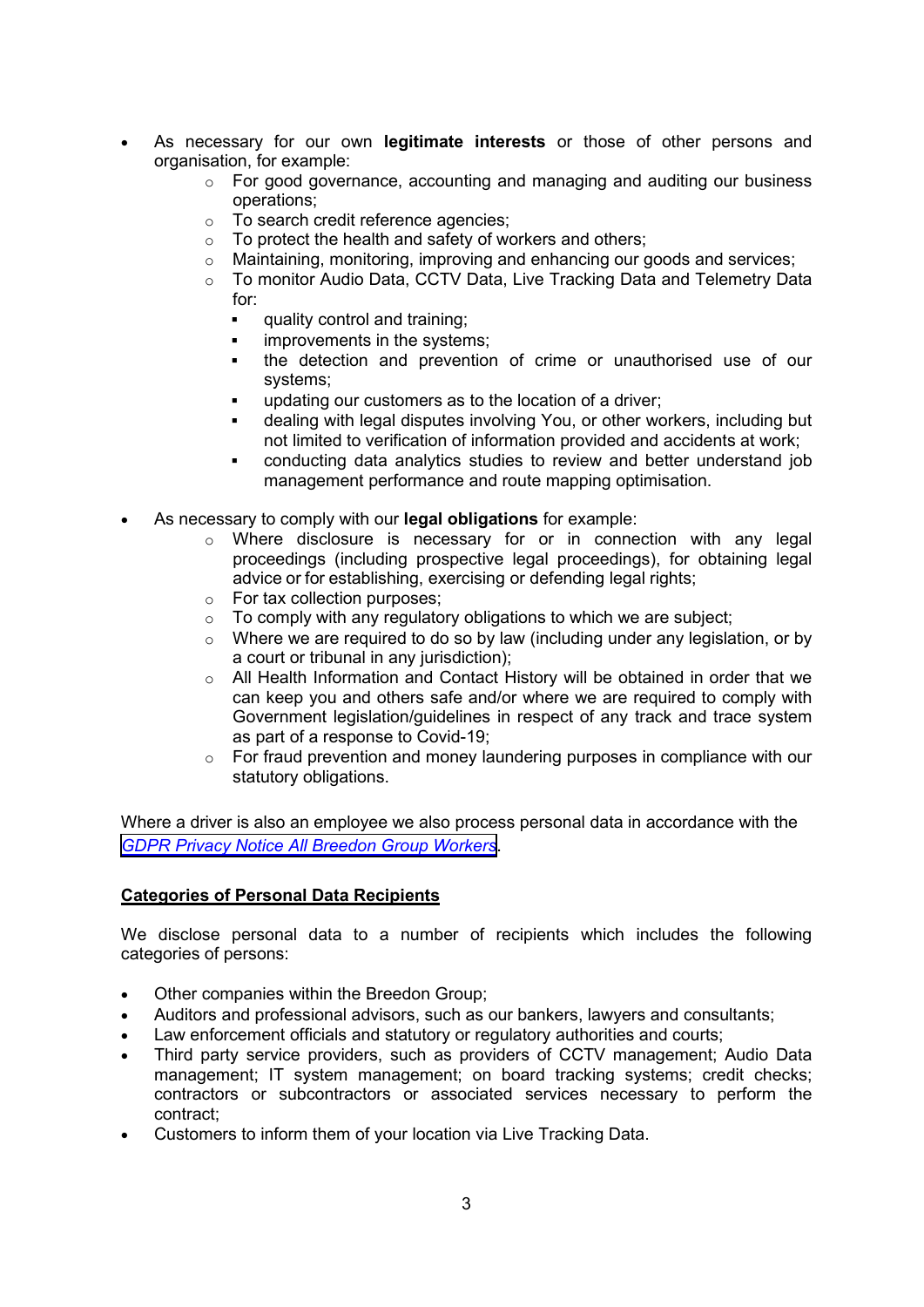- As necessary for our own **legitimate interests** or those of other persons and organisation, for example:
    - For good governance, accounting and managing and auditing our business operations;
    - To search credit reference agencies;
    - To protect the health and safety of workers and others;
    - Maintaining, monitoring, improving and enhancing our goods and services;
    - To monitor Audio Data, CCTV Data, Live Tracking Data and Telemetry Data for:
        - quality control and training;
        - improvements in the systems;
        - the detection and prevention of crime or unauthorised use of our systems;
        - updating our customers as to the location of a driver;
        - dealing with legal disputes involving You, or other workers, including but not limited to verification of information provided and accidents at work;
        - conducting data analytics studies to review and better understand job management performance and route mapping optimisation.

- As necessary to comply with our **legal obligations** for example:
    - Where disclosure is necessary for or in connection with any legal proceedings (including prospective legal proceedings), for obtaining legal advice or for establishing, exercising or defending legal rights;
    - For tax collection purposes;
    - To comply with any regulatory obligations to which we are subject;
    - Where we are required to do so by law (including under any legislation, or by a court or tribunal in any jurisdiction);
    - All Health Information and Contact History will be obtained in order that we can keep you and others safe and/or where we are required to comply with Government legislation/guidelines in respect of any track and trace system as part of a response to Covid-19;
    - For fraud prevention and money laundering purposes in compliance with our statutory obligations.

Where a driver is also an employee we also process personal data in accordance with the *GDPR Privacy Notice All Breedon Group Workers*.

**Categories of Personal Data Recipients**

We disclose personal data to a number of recipients which includes the following categories of persons:

- Other companies within the Breedon Group;
- Auditors and professional advisors, such as our bankers, lawyers and consultants;
- Law enforcement officials and statutory or regulatory authorities and courts;
- Third party service providers, such as providers of CCTV management; Audio Data management; IT system management; on board tracking systems; credit checks; contractors or subcontractors or associated services necessary to perform the contract;
- Customers to inform them of your location via Live Tracking Data.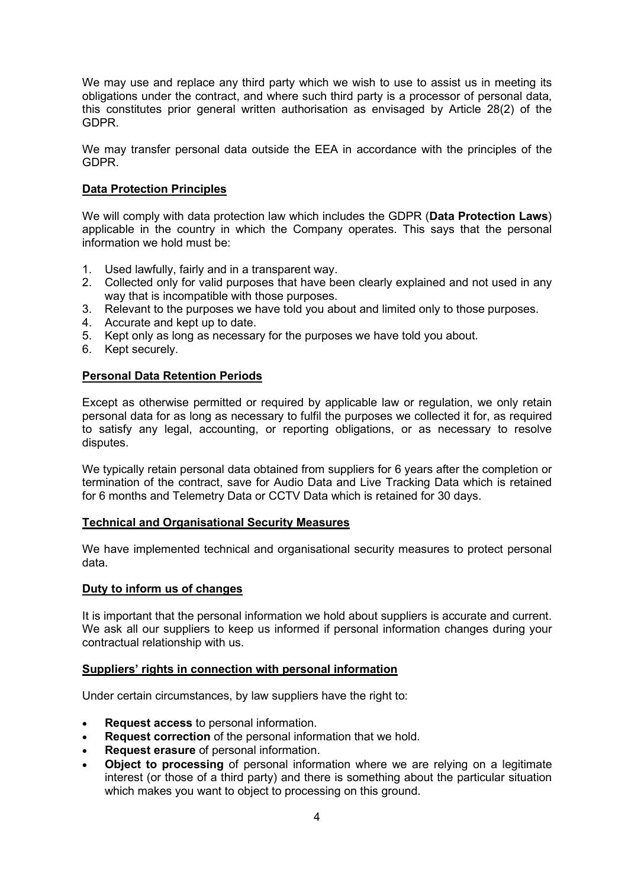We may use and replace any third party which we wish to use to assist us in meeting its obligations under the contract, and where such third party is a processor of personal data, this constitutes prior general written authorisation as envisaged by Article 28(2) of the GDPR.

We may transfer personal data outside the EEA in accordance with the principles of the GDPR.

**Data Protection Principles**

We will comply with data protection law which includes the GDPR (**Data Protection Laws**) applicable in the country in which the Company operates. This says that the personal information we hold must be:

1. Used lawfully, fairly and in a transparent way.
2. Collected only for valid purposes that have been clearly explained and not used in any way that is incompatible with those purposes.
3. Relevant to the purposes we have told you about and limited only to those purposes.
4. Accurate and kept up to date.
5. Kept only as long as necessary for the purposes we have told you about.
6. Kept securely.

**Personal Data Retention Periods**

Except as otherwise permitted or required by applicable law or regulation, we only retain personal data for as long as necessary to fulfil the purposes we collected it for, as required to satisfy any legal, accounting, or reporting obligations, or as necessary to resolve disputes.

We typically retain personal data obtained from suppliers for 6 years after the completion or termination of the contract, save for Audio Data and Live Tracking Data which is retained for 6 months and Telemetry Data or CCTV Data which is retained for 30 days.

**Technical and Organisational Security Measures**

We have implemented technical and organisational security measures to protect personal data.

**Duty to inform us of changes**

It is important that the personal information we hold about suppliers is accurate and current. We ask all our suppliers to keep us informed if personal information changes during your contractual relationship with us.

**Suppliers' rights in connection with personal information**

Under certain circumstances, by law suppliers have the right to:

- **Request access** to personal information.
- **Request correction** of the personal information that we hold.
- **Request erasure** of personal information.
- **Object to processing** of personal information where we are relying on a legitimate interest (or those of a third party) and there is something about the particular situation which makes you want to object to processing on this ground.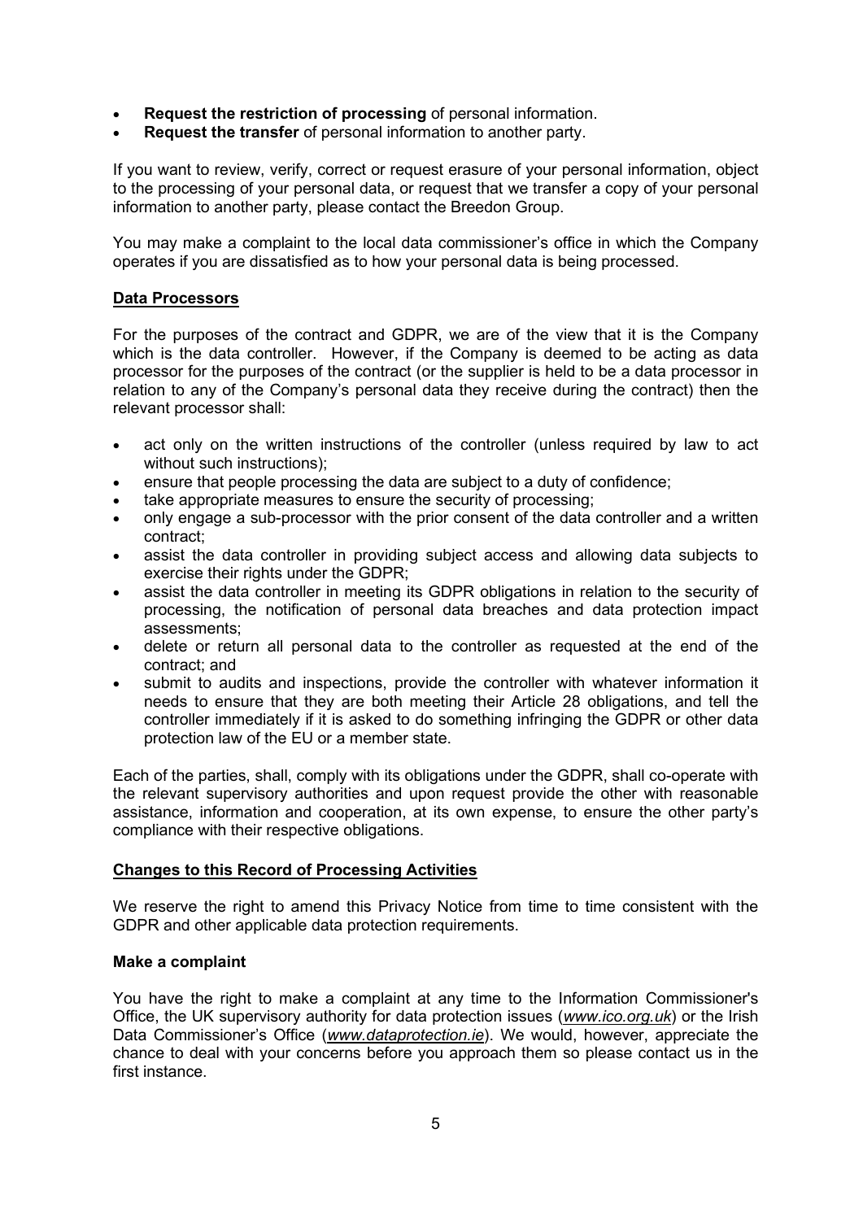- **Request the restriction of processing** of personal information.
- **Request the transfer** of personal information to another party.

If you want to review, verify, correct or request erasure of your personal information, object to the processing of your personal data, or request that we transfer a copy of your personal information to another party, please contact the Breedon Group.

You may make a complaint to the local data commissioner's office in which the Company operates if you are dissatisfied as to how your personal data is being processed.

## Data Processors

For the purposes of the contract and GDPR, we are of the view that it is the Company which is the data controller. However, if the Company is deemed to be acting as data processor for the purposes of the contract (or the supplier is held to be a data processor in relation to any of the Company's personal data they receive during the contract) then the relevant processor shall:

- act only on the written instructions of the controller (unless required by law to act without such instructions);
- ensure that people processing the data are subject to a duty of confidence;
- take appropriate measures to ensure the security of processing;
- only engage a sub-processor with the prior consent of the data controller and a written contract;
- assist the data controller in providing subject access and allowing data subjects to exercise their rights under the GDPR;
- assist the data controller in meeting its GDPR obligations in relation to the security of processing, the notification of personal data breaches and data protection impact assessments;
- delete or return all personal data to the controller as requested at the end of the contract; and
- submit to audits and inspections, provide the controller with whatever information it needs to ensure that they are both meeting their Article 28 obligations, and tell the controller immediately if it is asked to do something infringing the GDPR or other data protection law of the EU or a member state.

Each of the parties, shall, comply with its obligations under the GDPR, shall co-operate with the relevant supervisory authorities and upon request provide the other with reasonable assistance, information and cooperation, at its own expense, to ensure the other party's compliance with their respective obligations.

## Changes to this Record of Processing Activities

We reserve the right to amend this Privacy Notice from time to time consistent with the GDPR and other applicable data protection requirements.

### Make a complaint

You have the right to make a complaint at any time to the Information Commissioner's Office, the UK supervisory authority for data protection issues (*www.ico.org.uk*) or the Irish Data Commissioner's Office (*www.dataprotection.ie*). We would, however, appreciate the chance to deal with your concerns before you approach them so please contact us in the first instance.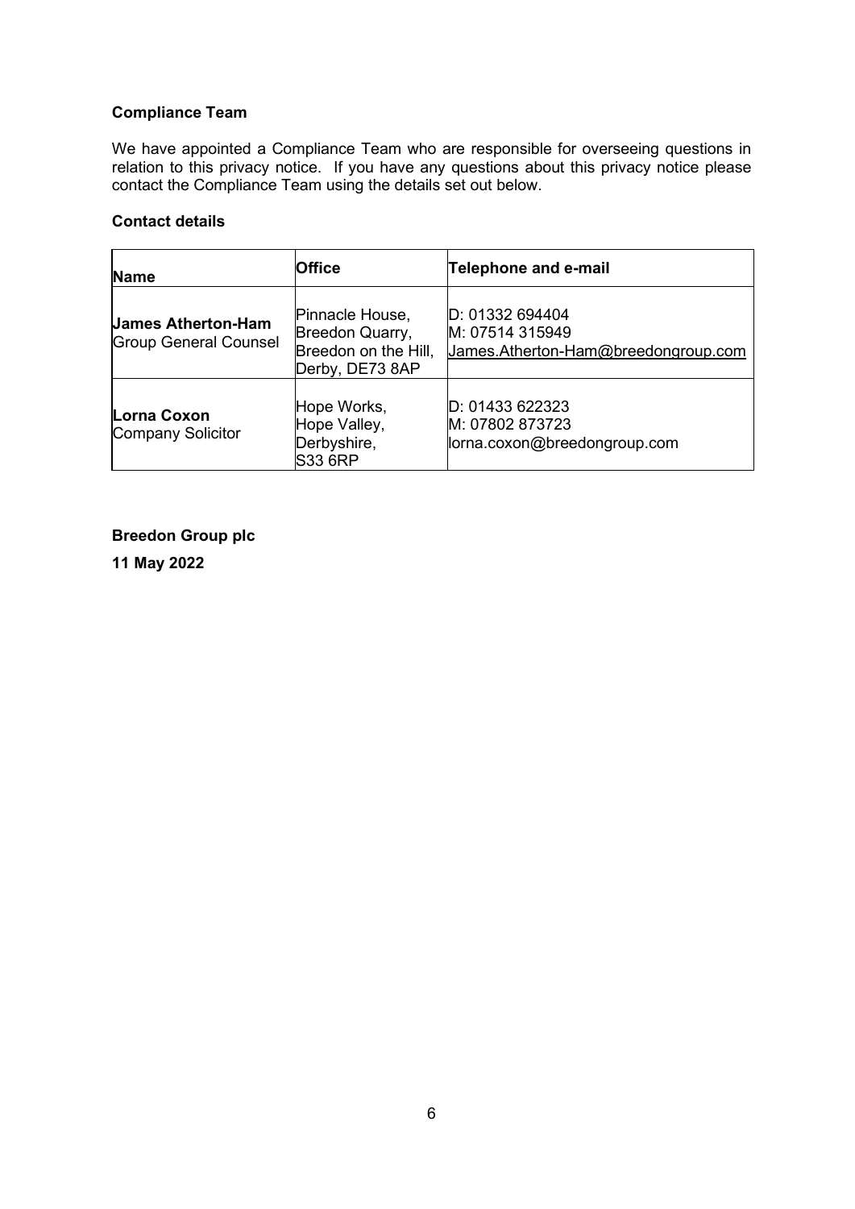### Compliance Team

We have appointed a Compliance Team who are responsible for overseeing questions in relation to this privacy notice. If you have any questions about this privacy notice please contact the Compliance Team using the details set out below.

### Contact details

| Name | Office | Telephone and e-mail |
|---|---|---|
| **James Atherton-Ham**<br>Group General Counsel | Pinnacle House,<br>Breedon Quarry,<br>Breedon on the Hill,<br>Derby, DE73 8AP | D: 01332 694404<br>M: 07514 315949<br>James.Atherton-Ham@breedongroup.com |
| **Lorna Coxon**<br>Company Solicitor | Hope Works,<br>Hope Valley,<br>Derbyshire,<br>S33 6RP | D: 01433 622323<br>M: 07802 873723<br>lorna.coxon@breedongroup.com |

**Breedon Group plc**

**11 May 2022**